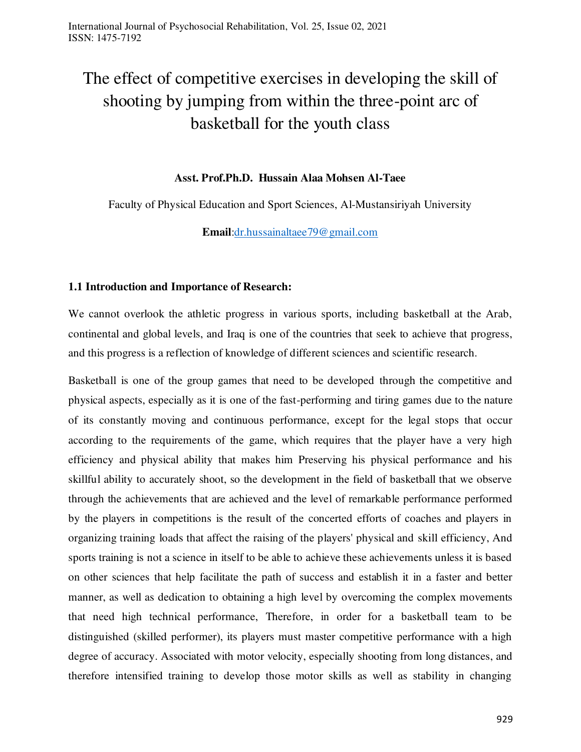# The effect of competitive exercises in developing the skill of shooting by jumping from within the three-point arc of basketball for the youth class

**Asst. Prof.Ph.D. Hussain Alaa Mohsen Al-Taee**

Faculty of Physical Education and Sport Sciences, Al-Mustansiriyah University

**Email**:dr.hussainaltaee79@gmail.com

### 1.1 Introduction and Importance of Research:

We cannot overlook the athletic progress in various sports, including basketball at the Arab, continental and global levels, and Iraq is one of the countries that seek to achieve that progress, and this progress is a reflection of knowledge of different sciences and scientific research.

Basketball is one of the group games that need to be developed through the competitive and physical aspects, especially as it is one of the fast-performing and tiring games due to the nature of its constantly moving and continuous performance, except for the legal stops that occur according to the requirements of the game, which requires that the player have a very high efficiency and physical ability that makes him Preserving his physical performance and his skillful ability to accurately shoot, so the development in the field of basketball that we observe through the achievements that are achieved and the level of remarkable performance performed by the players in competitions is the result of the concerted efforts of coaches and players in organizing training loads that affect the raising of the players' physical and skill efficiency, And sports training is not a science in itself to be able to achieve these achievements unless it is based on other sciences that help facilitate the path of success and establish it in a faster and better manner, as well as dedication to obtaining a high level by overcoming the complex movements that need high technical performance, Therefore, in order for a basketball team to be distinguished (skilled performer), its players must master competitive performance with a high degree of accuracy. Associated with motor velocity, especially shooting from long distances, and therefore intensified training to develop those motor skills as well as stability in changing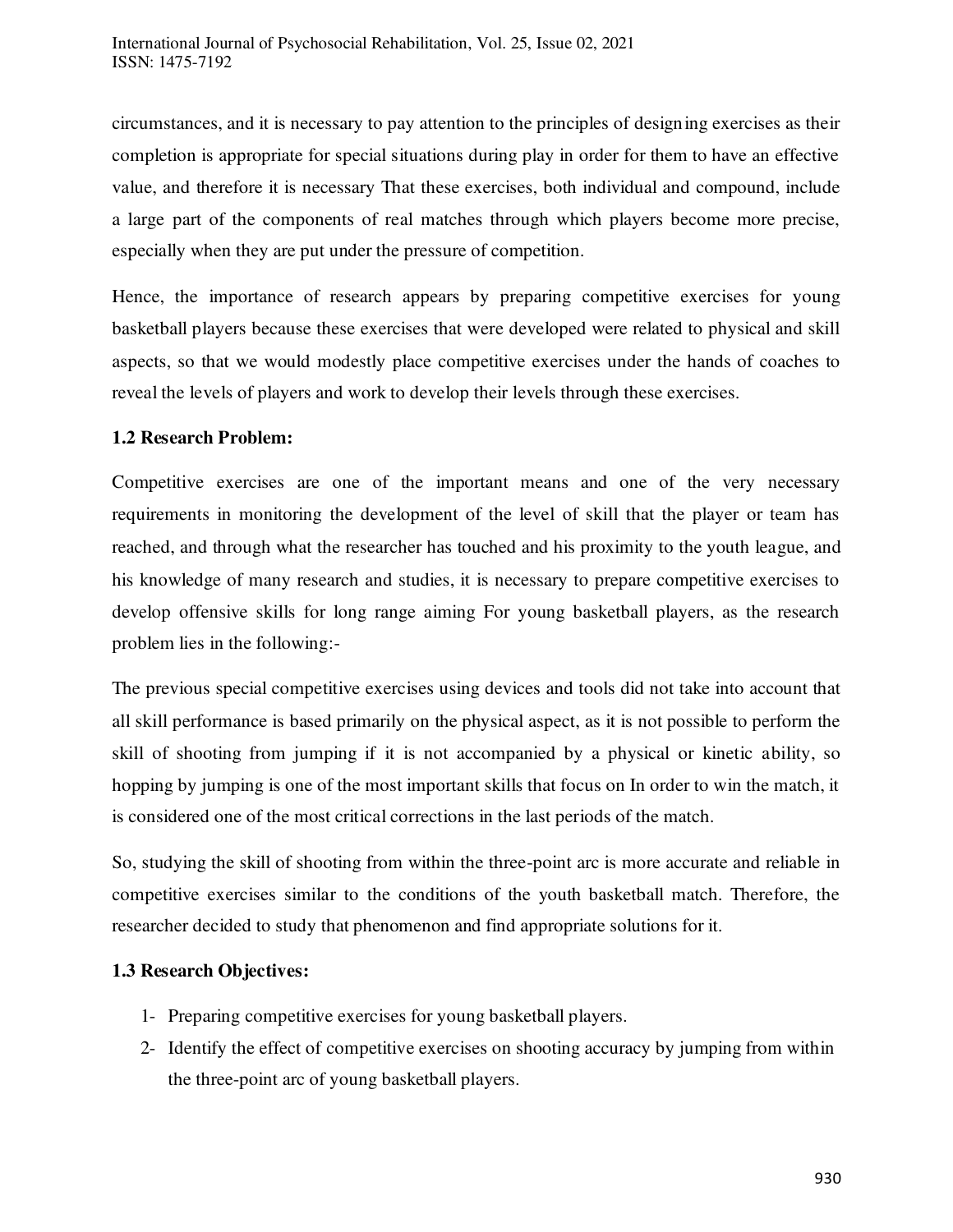circumstances, and it is necessary to pay attention to the principles of designing exercises as their completion is appropriate for special situations during play in order for them to have an effective value, and therefore it is necessary That these exercises, both individual and compound, include a large part of the components of real matches through which players become more precise, especially when they are put under the pressure of competition.

Hence, the importance of research appears by preparing competitive exercises for young basketball players because these exercises that were developed were related to physical and skill aspects, so that we would modestly place competitive exercises under the hands of coaches to reveal the levels of players and work to develop their levels through these exercises.

### 1.2 Research Problem:

Competitive exercises are one of the important means and one of the very necessary requirements in monitoring the development of the level of skill that the player or team has reached, and through what the researcher has touched and his proximity to the youth league, and his knowledge of many research and studies, it is necessary to prepare competitive exercises to develop offensive skills for long range aiming For young basketball players, as the research problem lies in the following:-

The previous special competitive exercises using devices and tools did not take into account that all skill performance is based primarily on the physical aspect, as it is not possible to perform the skill of shooting from jumping if it is not accompanied by a physical or kinetic ability, so hopping by jumping is one of the most important skills that focus on In order to win the match, it is considered one of the most critical corrections in the last periods of the match.

So, studying the skill of shooting from within the three-point arc is more accurate and reliable in competitive exercises similar to the conditions of the youth basketball match. Therefore, the researcher decided to study that phenomenon and find appropriate solutions for it.

### 1.3 Research Objectives:

1- Preparing competitive exercises for young basketball players.
2- Identify the effect of competitive exercises on shooting accuracy by jumping from within the three-point arc of young basketball players.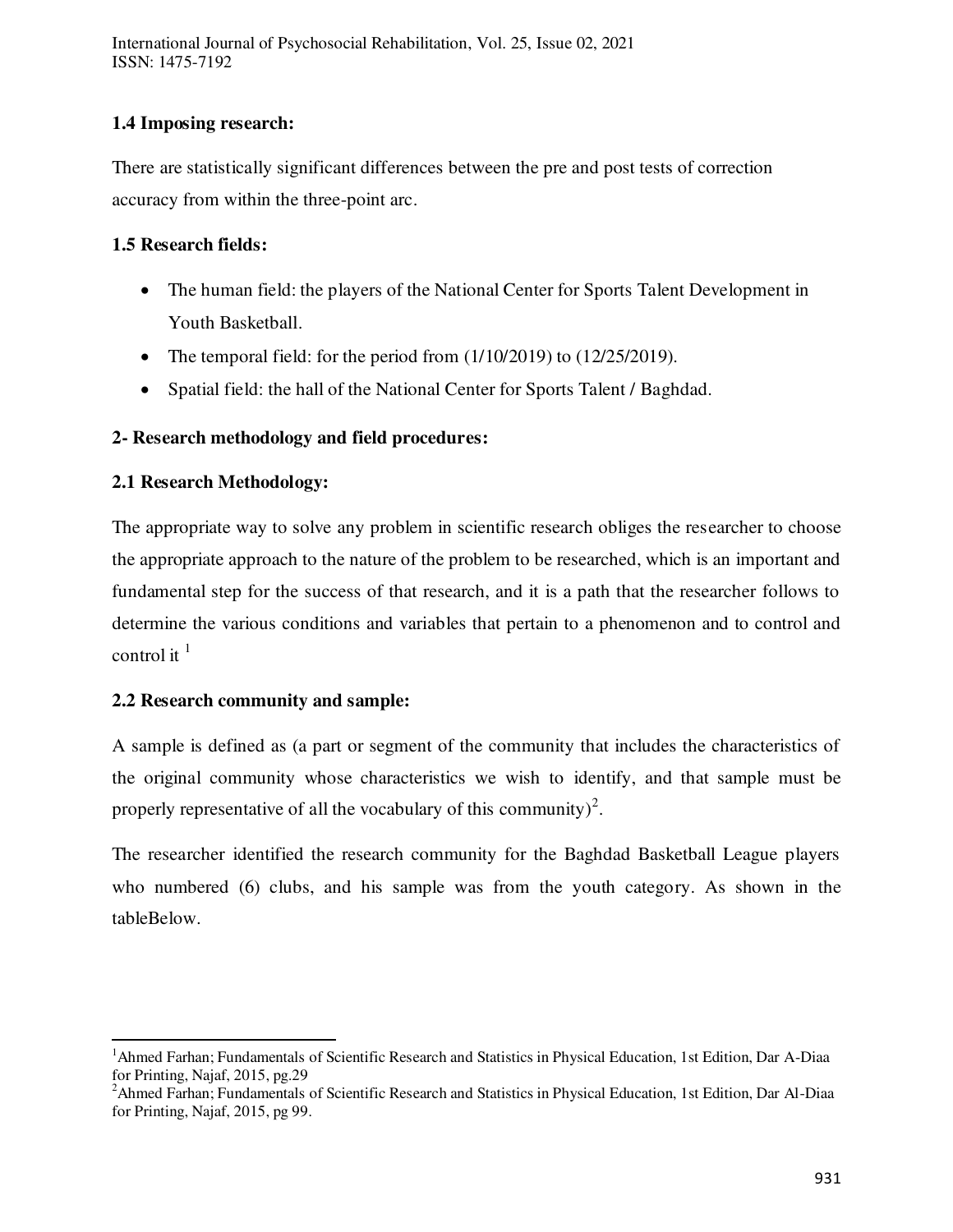### 1.4 Imposing research:

There are statistically significant differences between the pre and post tests of correction accuracy from within the three-point arc.

### 1.5 Research fields:

- The human field: the players of the National Center for Sports Talent Development in Youth Basketball.
- The temporal field: for the period from (1/10/2019) to (12/25/2019).
- Spatial field: the hall of the National Center for Sports Talent / Baghdad.

## 2- Research methodology and field procedures:

### 2.1 Research Methodology:

The appropriate way to solve any problem in scientific research obliges the researcher to choose the appropriate approach to the nature of the problem to be researched, which is an important and fundamental step for the success of that research, and it is a path that the researcher follows to determine the various conditions and variables that pertain to a phenomenon and to control and control it [1]

### 2.2 Research community and sample:

A sample is defined as (a part or segment of the community that includes the characteristics of the original community whose characteristics we wish to identify, and that sample must be properly representative of all the vocabulary of this community)[2].

The researcher identified the research community for the Baghdad Basketball League players who numbered (6) clubs, and his sample was from the youth category. As shown in the tableBelow.

---

[1] Ahmed Farhan; Fundamentals of Scientific Research and Statistics in Physical Education, 1st Edition, Dar A-Diaa for Printing, Najaf, 2015, pg.29

[2] Ahmed Farhan; Fundamentals of Scientific Research and Statistics in Physical Education, 1st Edition, Dar Al-Diaa for Printing, Najaf, 2015, pg 99.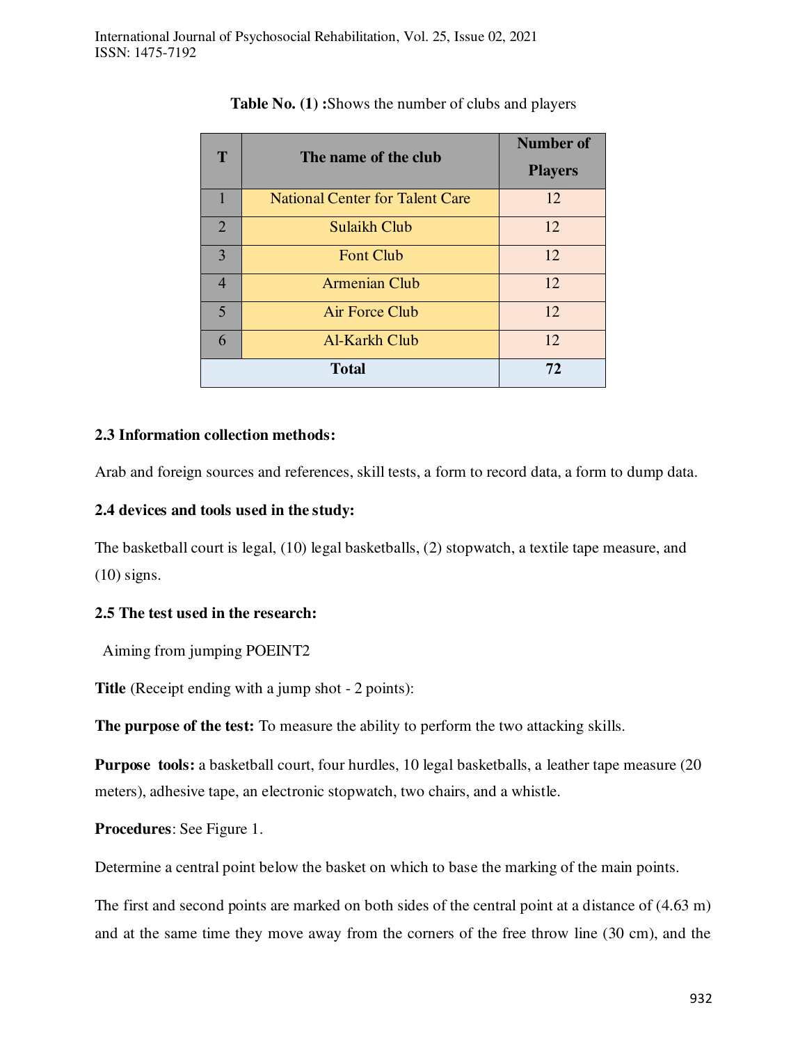**Table No. (1) :**Shows the number of clubs and players

| T | The name of the club | Number of Players |
|---|---|---|
| 1 | National Center for Talent Care | 12 |
| 2 | Sulaikh Club | 12 |
| 3 | Font Club | 12 |
| 4 | Armenian Club | 12 |
| 5 | Air Force Club | 12 |
| 6 | Al-Karkh Club | 12 |
| **Total** | | **72** |

### 2.3 Information collection methods:

Arab and foreign sources and references, skill tests, a form to record data, a form to dump data.

### 2.4 devices and tools used in the study:

The basketball court is legal, (10) legal basketballs, (2) stopwatch, a textile tape measure, and (10) signs.

### 2.5 The test used in the research:

Aiming from jumping POEINT2

**Title** (Receipt ending with a jump shot - 2 points):

**The purpose of the test:** To measure the ability to perform the two attacking skills.

**Purpose tools:** a basketball court, four hurdles, 10 legal basketballs, a leather tape measure (20 meters), adhesive tape, an electronic stopwatch, two chairs, and a whistle.

**Procedures**: See Figure 1.

Determine a central point below the basket on which to base the marking of the main points.

The first and second points are marked on both sides of the central point at a distance of (4.63 m) and at the same time they move away from the corners of the free throw line (30 cm), and the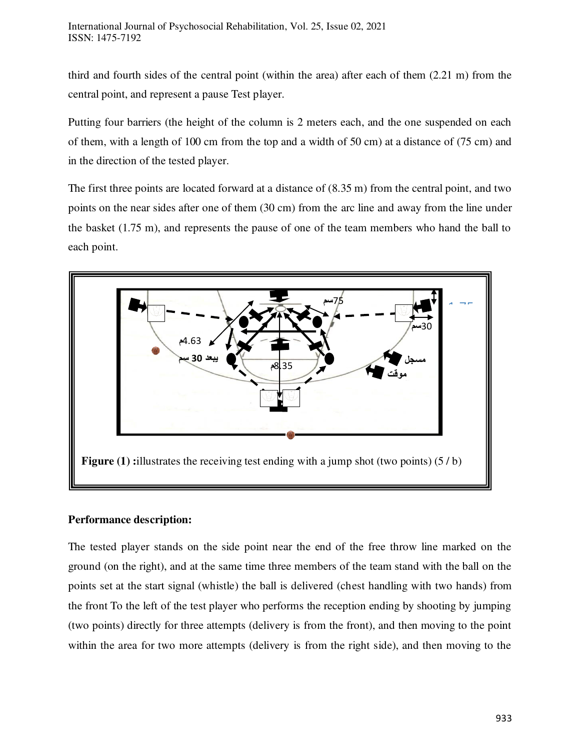third and fourth sides of the central point (within the area) after each of them (2.21 m) from the central point, and represent a pause Test player.

Putting four barriers (the height of the column is 2 meters each, and the one suspended on each of them, with a length of 100 cm from the top and a width of 50 cm) at a distance of (75 cm) and in the direction of the tested player.

The first three points are located forward at a distance of (8.35 m) from the central point, and two points on the near sides after one of them (30 cm) from the arc line and away from the line under the basket (1.75 m), and represents the pause of one of the team members who hand the ball to each point.

**Figure (1) :**illustrates the receiving test ending with a jump shot (two points) (5 / b)

**Performance description:**

The tested player stands on the side point near the end of the free throw line marked on the ground (on the right), and at the same time three members of the team stand with the ball on the points set at the start signal (whistle) the ball is delivered (chest handling with two hands) from the front To the left of the test player who performs the reception ending by shooting by jumping (two points) directly for three attempts (delivery is from the front), and then moving to the point within the area for two more attempts (delivery is from the right side), and then moving to the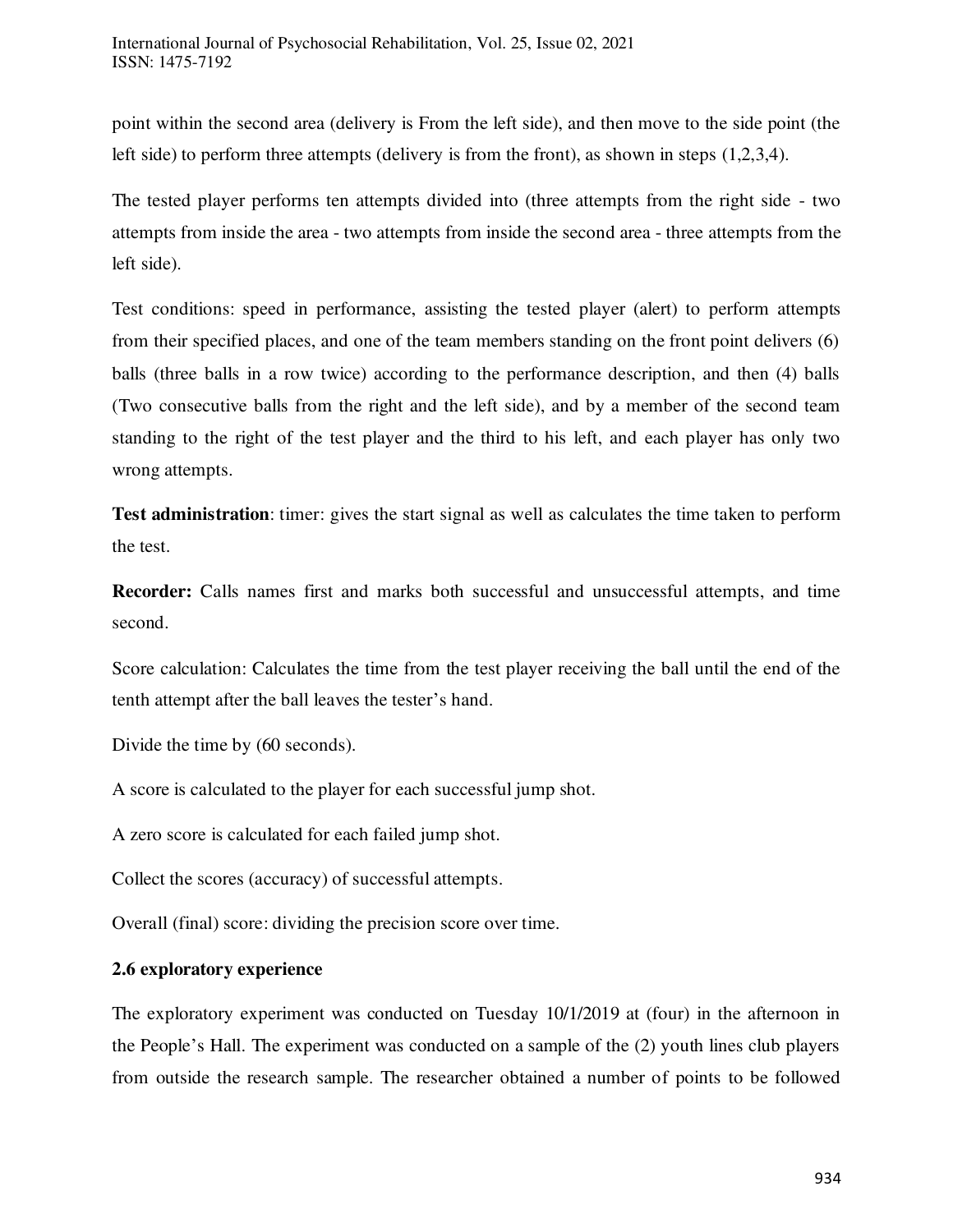point within the second area (delivery is From the left side), and then move to the side point (the left side) to perform three attempts (delivery is from the front), as shown in steps (1,2,3,4).

The tested player performs ten attempts divided into (three attempts from the right side - two attempts from inside the area - two attempts from inside the second area - three attempts from the left side).

Test conditions: speed in performance, assisting the tested player (alert) to perform attempts from their specified places, and one of the team members standing on the front point delivers (6) balls (three balls in a row twice) according to the performance description, and then (4) balls (Two consecutive balls from the right and the left side), and by a member of the second team standing to the right of the test player and the third to his left, and each player has only two wrong attempts.

**Test administration**: timer: gives the start signal as well as calculates the time taken to perform the test.

**Recorder:** Calls names first and marks both successful and unsuccessful attempts, and time second.

Score calculation: Calculates the time from the test player receiving the ball until the end of the tenth attempt after the ball leaves the tester's hand.

Divide the time by (60 seconds).

A score is calculated to the player for each successful jump shot.

A zero score is calculated for each failed jump shot.

Collect the scores (accuracy) of successful attempts.

Overall (final) score: dividing the precision score over time.

### 2.6 exploratory experience

The exploratory experiment was conducted on Tuesday 10/1/2019 at (four) in the afternoon in the People's Hall. The experiment was conducted on a sample of the (2) youth lines club players from outside the research sample. The researcher obtained a number of points to be followed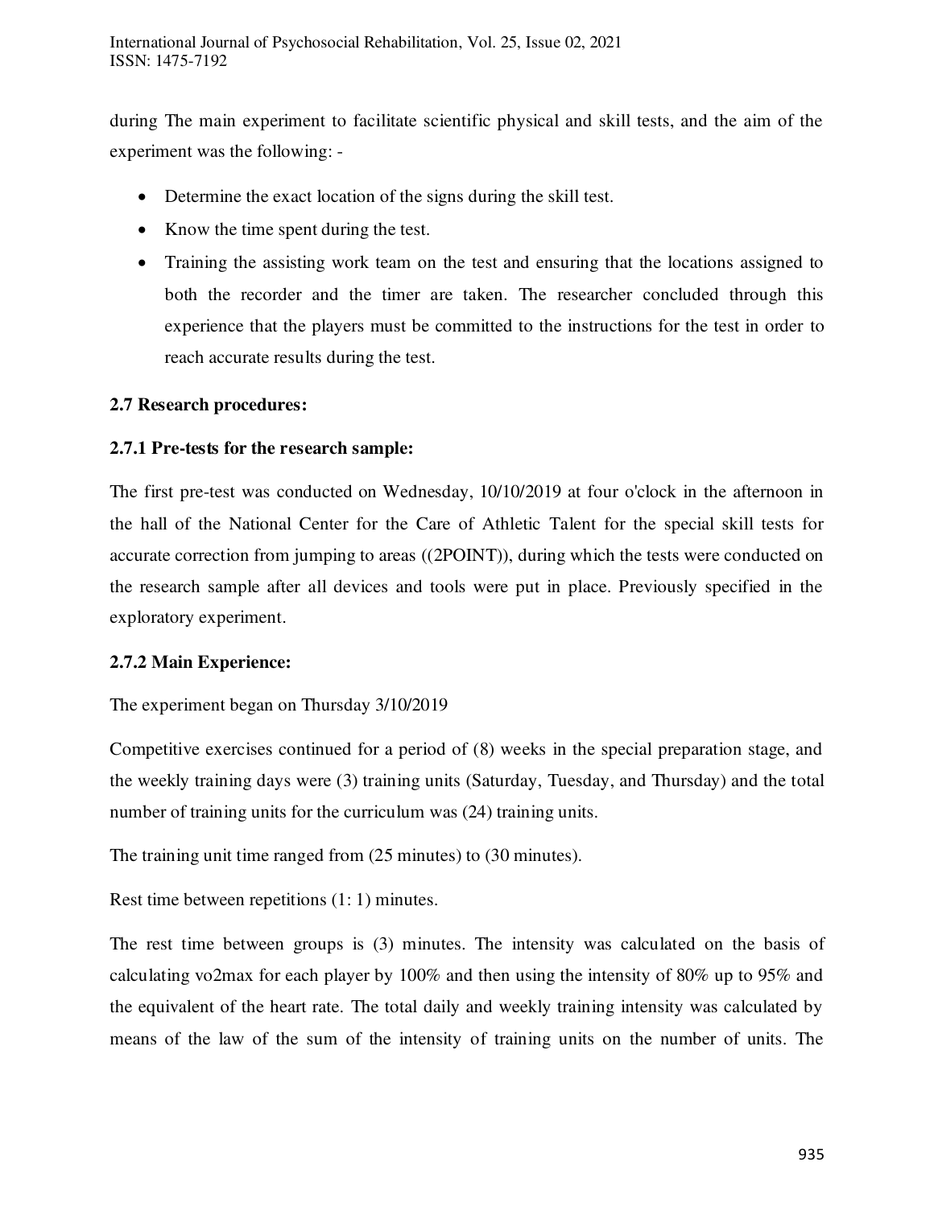during The main experiment to facilitate scientific physical and skill tests, and the aim of the experiment was the following: -

- Determine the exact location of the signs during the skill test.
- Know the time spent during the test.
- Training the assisting work team on the test and ensuring that the locations assigned to both the recorder and the timer are taken. The researcher concluded through this experience that the players must be committed to the instructions for the test in order to reach accurate results during the test.

**2.7 Research procedures:**

**2.7.1 Pre-tests for the research sample:**

The first pre-test was conducted on Wednesday, 10/10/2019 at four o'clock in the afternoon in the hall of the National Center for the Care of Athletic Talent for the special skill tests for accurate correction from jumping to areas ((2POINT)), during which the tests were conducted on the research sample after all devices and tools were put in place. Previously specified in the exploratory experiment.

**2.7.2 Main Experience:**

The experiment began on Thursday 3/10/2019

Competitive exercises continued for a period of (8) weeks in the special preparation stage, and the weekly training days were (3) training units (Saturday, Tuesday, and Thursday) and the total number of training units for the curriculum was (24) training units.

The training unit time ranged from (25 minutes) to (30 minutes).

Rest time between repetitions (1: 1) minutes.

The rest time between groups is (3) minutes. The intensity was calculated on the basis of calculating vo2max for each player by 100% and then using the intensity of 80% up to 95% and the equivalent of the heart rate. The total daily and weekly training intensity was calculated by means of the law of the sum of the intensity of training units on the number of units. The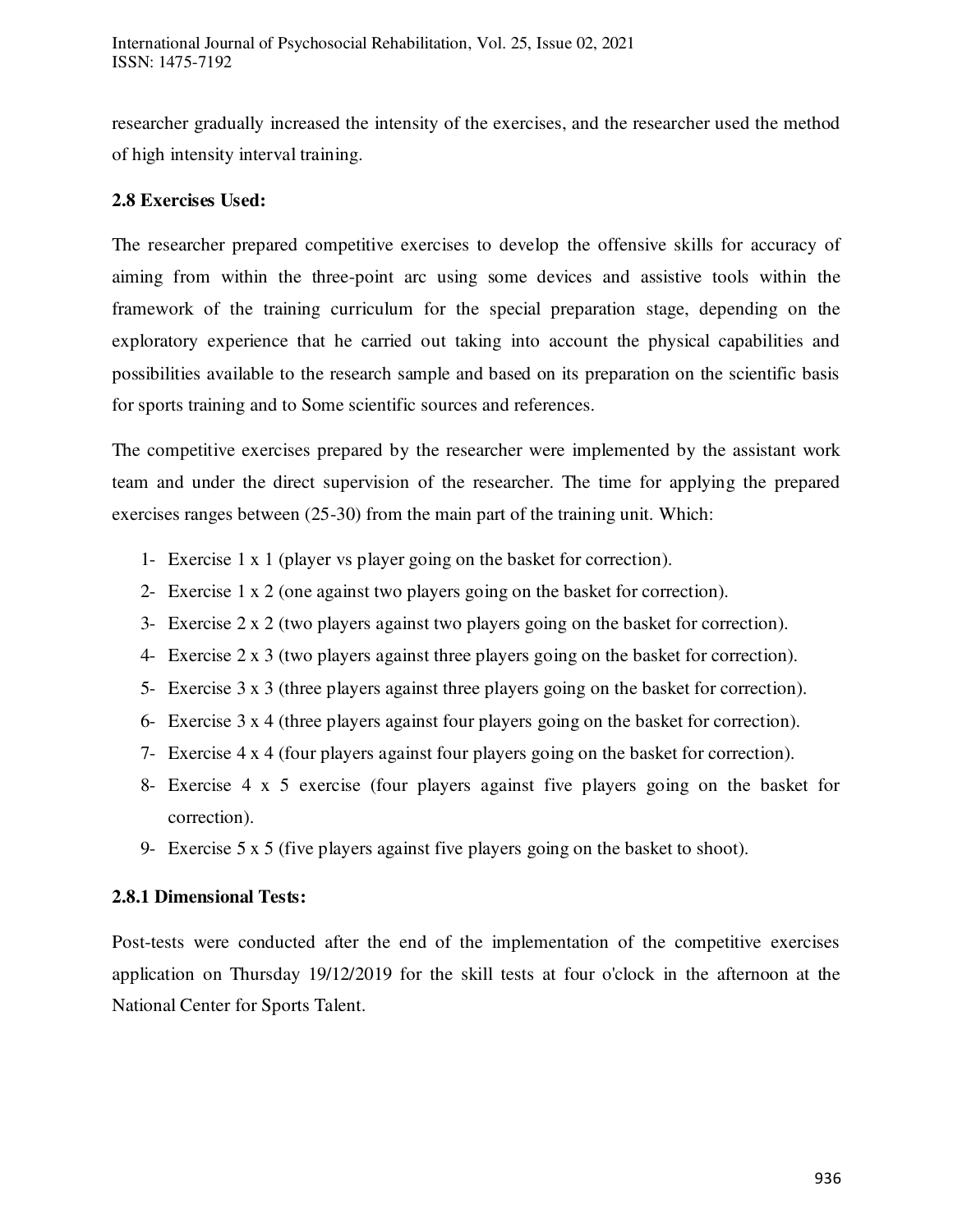researcher gradually increased the intensity of the exercises, and the researcher used the method of high intensity interval training.

### 2.8 Exercises Used:

The researcher prepared competitive exercises to develop the offensive skills for accuracy of aiming from within the three-point arc using some devices and assistive tools within the framework of the training curriculum for the special preparation stage, depending on the exploratory experience that he carried out taking into account the physical capabilities and possibilities available to the research sample and based on its preparation on the scientific basis for sports training and to Some scientific sources and references.

The competitive exercises prepared by the researcher were implemented by the assistant work team and under the direct supervision of the researcher. The time for applying the prepared exercises ranges between (25-30) from the main part of the training unit. Which:

1- Exercise 1 x 1 (player vs player going on the basket for correction).
2- Exercise 1 x 2 (one against two players going on the basket for correction).
3- Exercise 2 x 2 (two players against two players going on the basket for correction).
4- Exercise 2 x 3 (two players against three players going on the basket for correction).
5- Exercise 3 x 3 (three players against three players going on the basket for correction).
6- Exercise 3 x 4 (three players against four players going on the basket for correction).
7- Exercise 4 x 4 (four players against four players going on the basket for correction).
8- Exercise 4 x 5 exercise (four players against five players going on the basket for correction).
9- Exercise 5 x 5 (five players against five players going on the basket to shoot).

#### 2.8.1 Dimensional Tests:

Post-tests were conducted after the end of the implementation of the competitive exercises application on Thursday 19/12/2019 for the skill tests at four o'clock in the afternoon at the National Center for Sports Talent.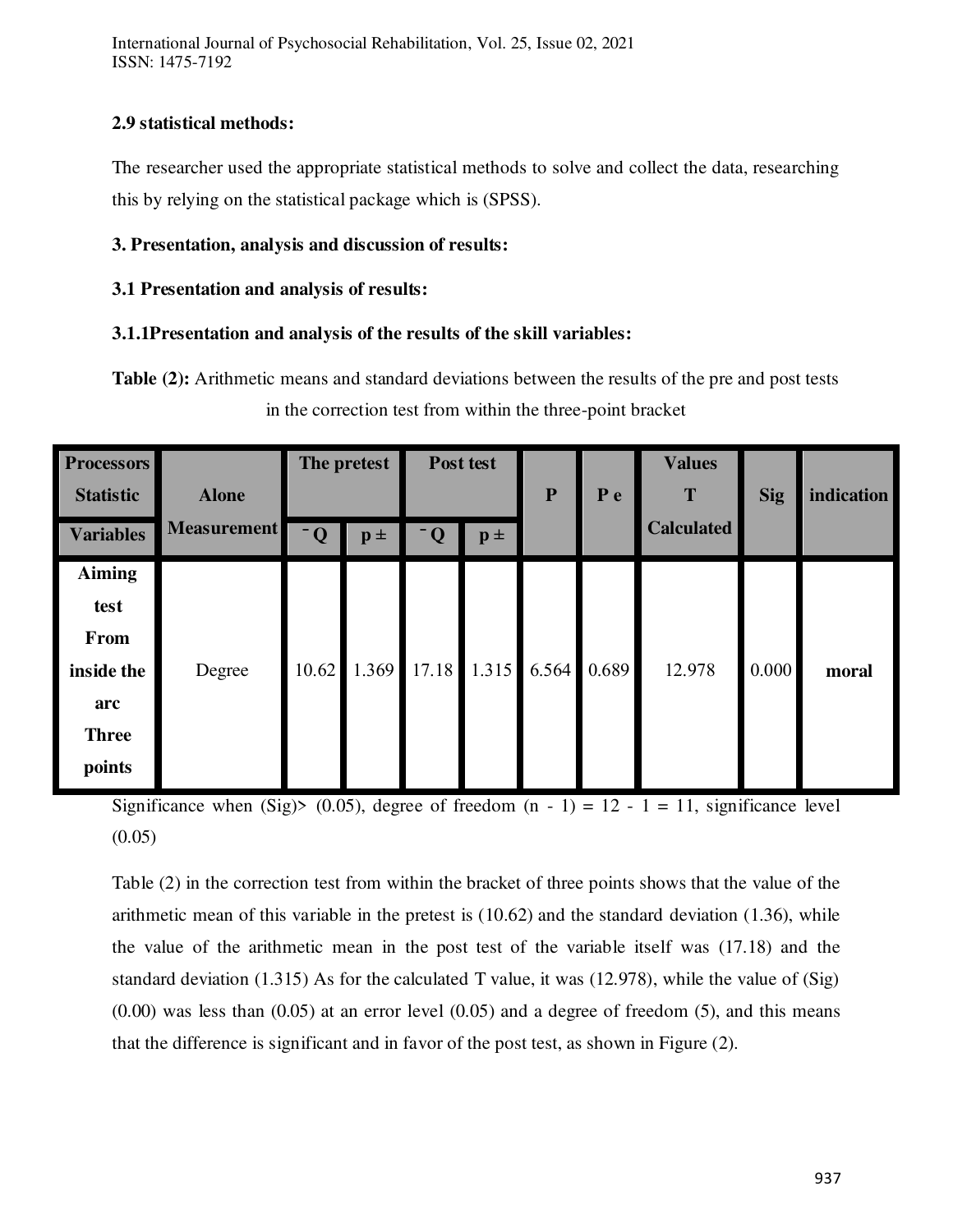**2.9 statistical methods:**

The researcher used the appropriate statistical methods to solve and collect the data, researching this by relying on the statistical package which is (SPSS).

## 3. Presentation, analysis and discussion of results:

### 3.1 Presentation and analysis of results:

#### 3.1.1Presentation and analysis of the results of the skill variables:

**Table (2):** Arithmetic means and standard deviations between the results of the pre and post tests in the correction test from within the three-point bracket

| Processors Statistic | Alone Measurement | The pretest | | Post test | | P | P e | Values T Calculated | Sig | indication |
|---|---|---|---|---|---|---|---|---|---|---|
| Variables | | $\bar{Q}$ | p ± | $\bar{Q}$ | p ± | | | | | |
| Aiming test From inside the arc Three points | Degree | 10.62 | 1.369 | 17.18 | 1.315 | 6.564 | 0.689 | 12.978 | 0.000 | moral |

Significance when (Sig)> (0.05), degree of freedom (n - 1) = 12 - 1 = 11, significance level (0.05)

Table (2) in the correction test from within the bracket of three points shows that the value of the arithmetic mean of this variable in the pretest is (10.62) and the standard deviation (1.36), while the value of the arithmetic mean in the post test of the variable itself was (17.18) and the standard deviation (1.315) As for the calculated T value, it was (12.978), while the value of (Sig) (0.00) was less than (0.05) at an error level (0.05) and a degree of freedom (5), and this means that the difference is significant and in favor of the post test, as shown in Figure (2).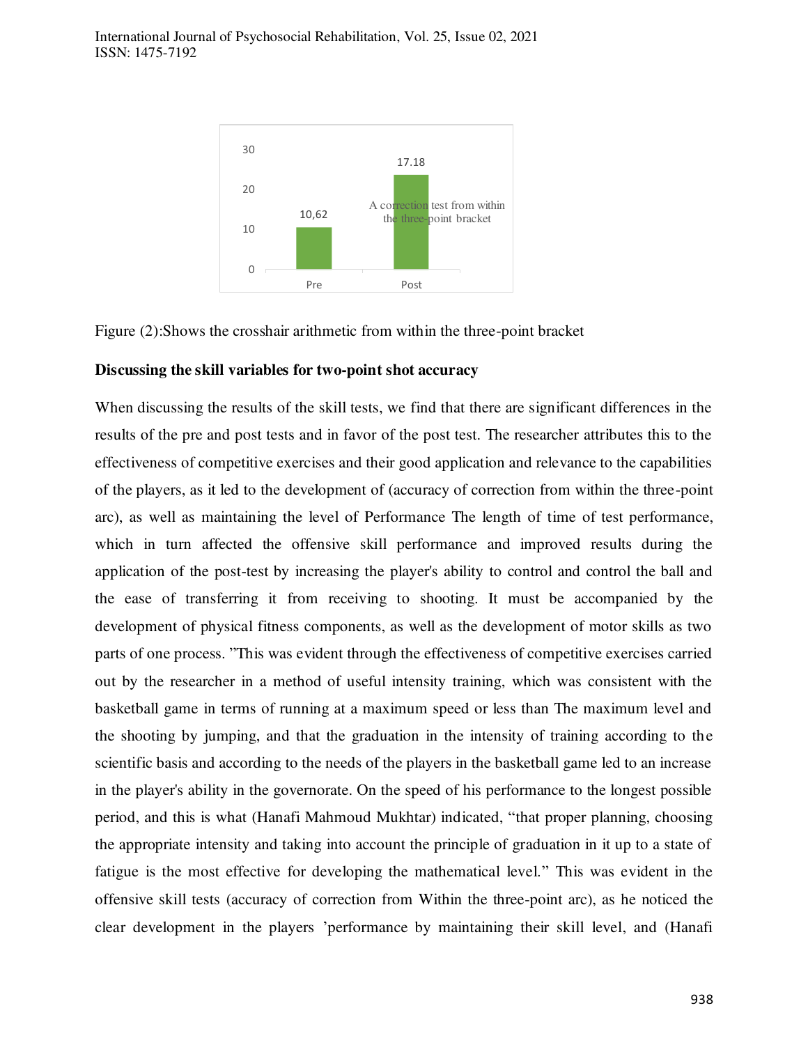Figure (2):Shows the crosshair arithmetic from within the three-point bracket

**Discussing the skill variables for two-point shot accuracy**

When discussing the results of the skill tests, we find that there are significant differences in the results of the pre and post tests and in favor of the post test. The researcher attributes this to the effectiveness of competitive exercises and their good application and relevance to the capabilities of the players, as it led to the development of (accuracy of correction from within the three-point arc), as well as maintaining the level of Performance The length of time of test performance, which in turn affected the offensive skill performance and improved results during the application of the post-test by increasing the player's ability to control and control the ball and the ease of transferring it from receiving to shooting. It must be accompanied by the development of physical fitness components, as well as the development of motor skills as two parts of one process. "This was evident through the effectiveness of competitive exercises carried out by the researcher in a method of useful intensity training, which was consistent with the basketball game in terms of running at a maximum speed or less than The maximum level and the shooting by jumping, and that the graduation in the intensity of training according to the scientific basis and according to the needs of the players in the basketball game led to an increase in the player's ability in the governorate. On the speed of his performance to the longest possible period, and this is what (Hanafi Mahmoud Mukhtar) indicated, "that proper planning, choosing the appropriate intensity and taking into account the principle of graduation in it up to a state of fatigue is the most effective for developing the mathematical level." This was evident in the offensive skill tests (accuracy of correction from Within the three-point arc), as he noticed the clear development in the players 'performance by maintaining their skill level, and (Hanafi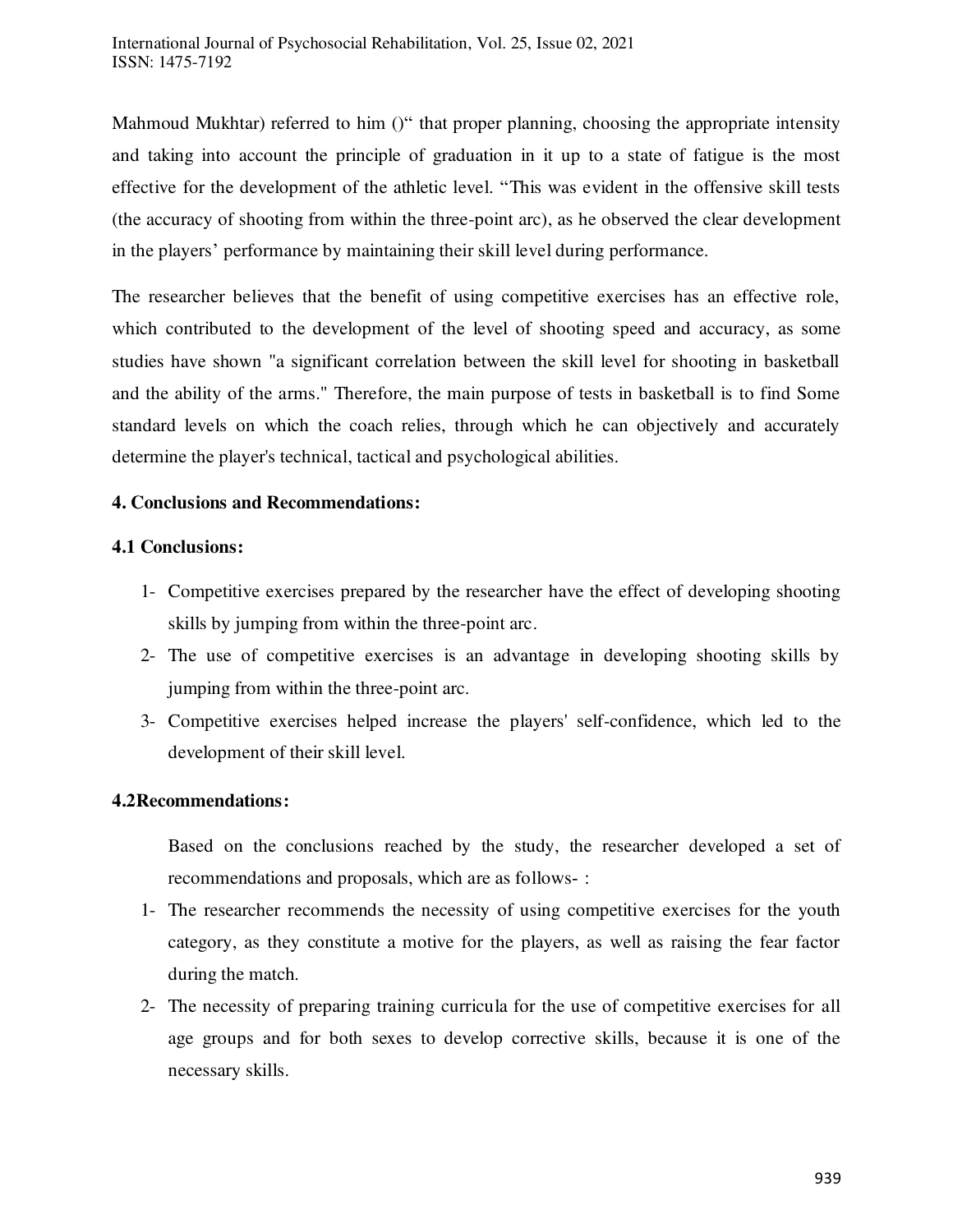Mahmoud Mukhtar) referred to him ()“ that proper planning, choosing the appropriate intensity and taking into account the principle of graduation in it up to a state of fatigue is the most effective for the development of the athletic level. “This was evident in the offensive skill tests (the accuracy of shooting from within the three-point arc), as he observed the clear development in the players’ performance by maintaining their skill level during performance.

The researcher believes that the benefit of using competitive exercises has an effective role, which contributed to the development of the level of shooting speed and accuracy, as some studies have shown "a significant correlation between the skill level for shooting in basketball and the ability of the arms." Therefore, the main purpose of tests in basketball is to find Some standard levels on which the coach relies, through which he can objectively and accurately determine the player's technical, tactical and psychological abilities.

## 4. Conclusions and Recommendations:

### 4.1 Conclusions:

1- Competitive exercises prepared by the researcher have the effect of developing shooting skills by jumping from within the three-point arc.
2- The use of competitive exercises is an advantage in developing shooting skills by jumping from within the three-point arc.
3- Competitive exercises helped increase the players' self-confidence, which led to the development of their skill level.

### 4.2Recommendations:

Based on the conclusions reached by the study, the researcher developed a set of recommendations and proposals, which are as follows- :

1- The researcher recommends the necessity of using competitive exercises for the youth category, as they constitute a motive for the players, as well as raising the fear factor during the match.
2- The necessity of preparing training curricula for the use of competitive exercises for all age groups and for both sexes to develop corrective skills, because it is one of the necessary skills.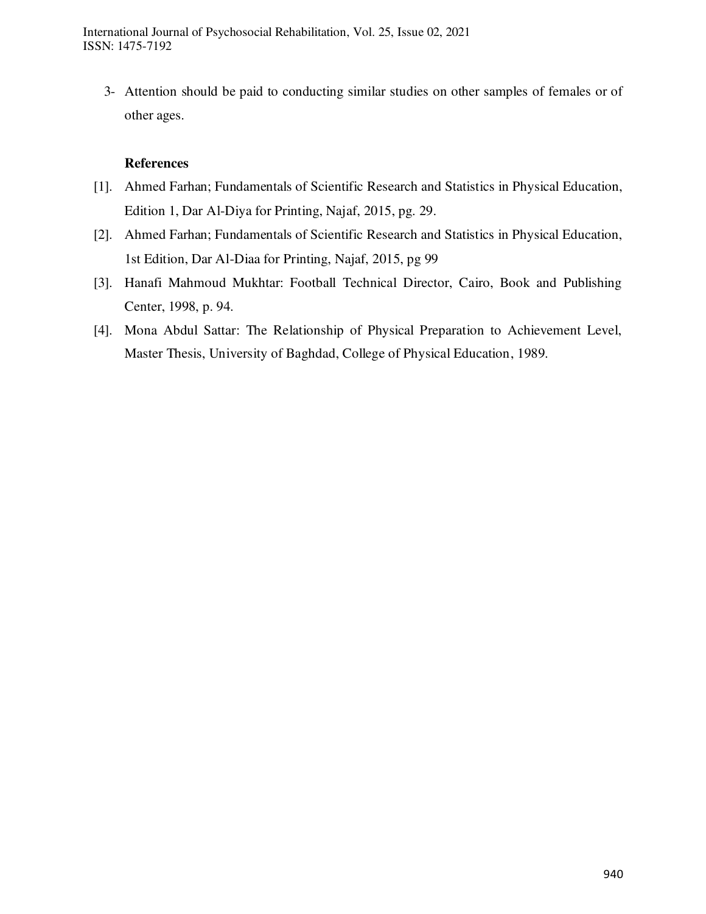3- Attention should be paid to conducting similar studies on other samples of females or of other ages.

**References**

[1]. Ahmed Farhan; Fundamentals of Scientific Research and Statistics in Physical Education, Edition 1, Dar Al-Diya for Printing, Najaf, 2015, pg. 29.

[2]. Ahmed Farhan; Fundamentals of Scientific Research and Statistics in Physical Education, 1st Edition, Dar Al-Diaa for Printing, Najaf, 2015, pg 99

[3]. Hanafi Mahmoud Mukhtar: Football Technical Director, Cairo, Book and Publishing Center, 1998, p. 94.

[4]. Mona Abdul Sattar: The Relationship of Physical Preparation to Achievement Level, Master Thesis, University of Baghdad, College of Physical Education, 1989.